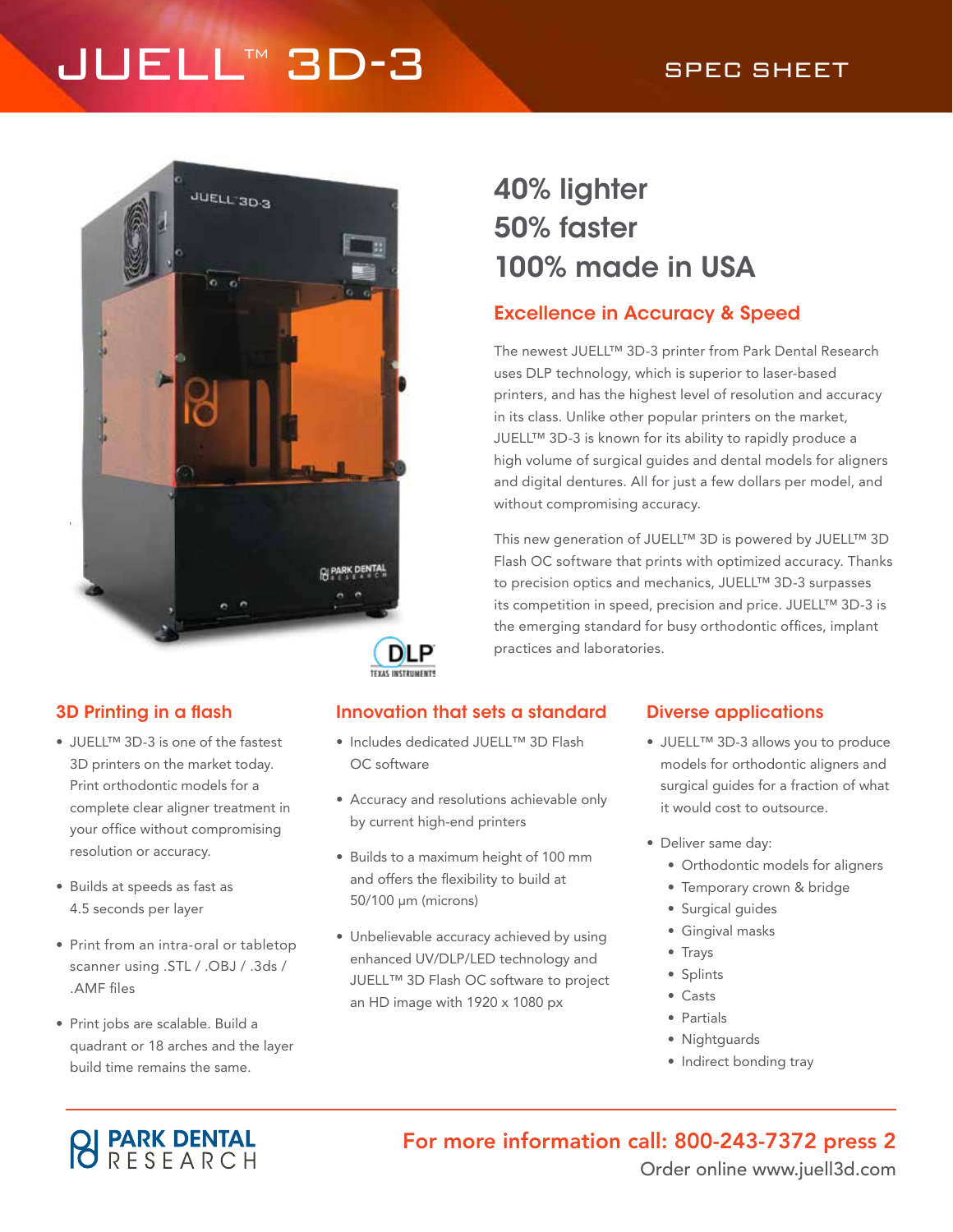# JUELL™ 3D-3

SPEC SHEET

## 40% lighter
## 50% faster
## 100% made in USA

### Excellence in Accuracy & Speed

The newest JUELL™ 3D-3 printer from Park Dental Research uses DLP technology, which is superior to laser-based printers, and has the highest level of resolution and accuracy in its class. Unlike other popular printers on the market, JUELL™ 3D-3 is known for its ability to rapidly produce a high volume of surgical guides and dental models for aligners and digital dentures. All for just a few dollars per model, and without compromising accuracy.

This new generation of JUELL™ 3D is powered by JUELL™ 3D Flash OC software that prints with optimized accuracy. Thanks to precision optics and mechanics, JUELL™ 3D-3 surpasses its competition in speed, precision and price. JUELL™ 3D-3 is the emerging standard for busy orthodontic offices, implant practices and laboratories.

### 3D Printing in a flash

- JUELL™ 3D-3 is one of the fastest 3D printers on the market today. Print orthodontic models for a complete clear aligner treatment in your office without compromising resolution or accuracy.
- Builds at speeds as fast as 4.5 seconds per layer
- Print from an intra-oral or tabletop scanner using .STL / .OBJ / .3ds / .AMF files
- Print jobs are scalable. Build a quadrant or 18 arches and the layer build time remains the same.

### Innovation that sets a standard

- Includes dedicated JUELL™ 3D Flash OC software
- Accuracy and resolutions achievable only by current high-end printers
- Builds to a maximum height of 100 mm and offers the flexibility to build at 50/100 µm (microns)
- Unbelievable accuracy achieved by using enhanced UV/DLP/LED technology and JUELL™ 3D Flash OC software to project an HD image with 1920 x 1080 px

### Diverse applications

- JUELL™ 3D-3 allows you to produce models for orthodontic aligners and surgical guides for a fraction of what it would cost to outsource.
- Deliver same day:
  - Orthodontic models for aligners
  - Temporary crown & bridge
  - Surgical guides
  - Gingival masks
  - Trays
  - Splints
  - Casts
  - Partials
  - Nightguards
  - Indirect bonding tray

PARK DENTAL RESEARCH

**For more information call: 800-243-7372 press 2**

Order online www.juell3d.com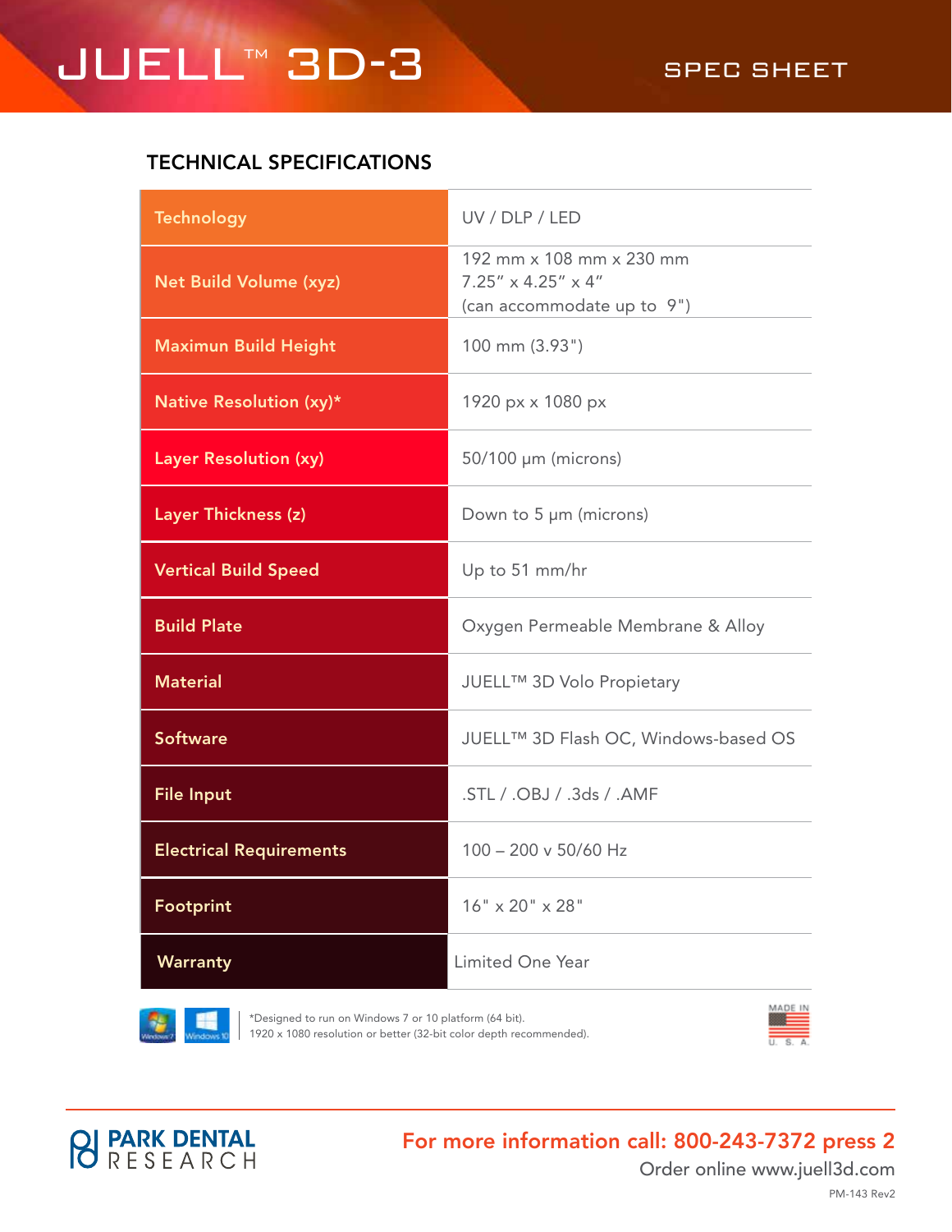# JUELL™ 3D-3

## SPEC SHEET

### TECHNICAL SPECIFICATIONS

| | |
|---|---|
| Technology | UV / DLP / LED |
| Net Build Volume (xyz) | 192 mm x 108 mm x 230 mm<br>7.25" x 4.25" x 4"<br>(can accommodate up to 9") |
| Maximun Build Height | 100 mm (3.93") |
| Native Resolution (xy)* | 1920 px x 1080 px |
| Layer Resolution (xy) | 50/100 μm (microns) |
| Layer Thickness (z) | Down to 5 μm (microns) |
| Vertical Build Speed | Up to 51 mm/hr |
| Build Plate | Oxygen Permeable Membrane & Alloy |
| Material | JUELL™ 3D Volo Propietary |
| Software | JUELL™ 3D Flash OC, Windows-based OS |
| File Input | .STL / .OBJ / .3ds / .AMF |
| Electrical Requirements | 100 – 200 v 50/60 Hz |
| Footprint | 16" x 20" x 28" |
| Warranty | Limited One Year |

Windows 7 Windows 10

*Designed to run on Windows 7 or 10 platform (64 bit).
1920 x 1080 resolution or better (32-bit color depth recommended).

MADE IN U. S. A.

PARK DENTAL RESEARCH

**For more information call: 800-243-7372 press 2**

Order online www.juell3d.com

PM-143 Rev2